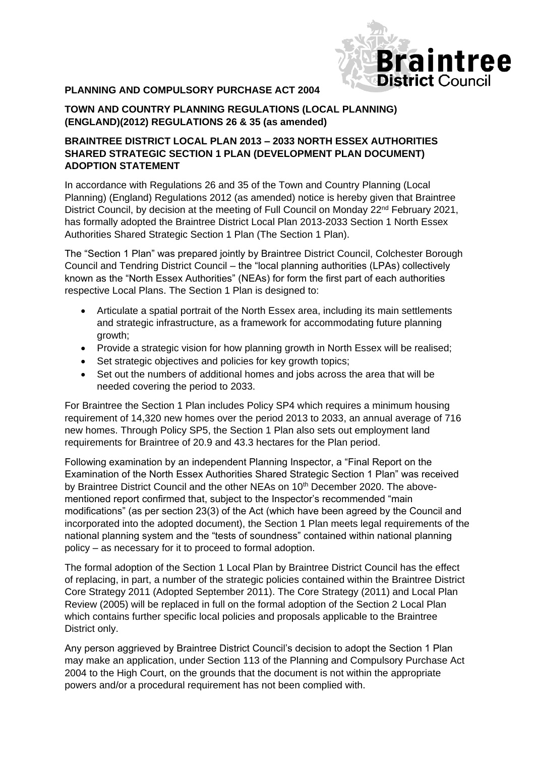**PLANNING AND COMPULSORY PURCHASE ACT 2004**

**TOWN AND COUNTRY PLANNING REGULATIONS (LOCAL PLANNING) (ENGLAND)(2012) REGULATIONS 26 & 35 (as amended)**

**BRAINTREE DISTRICT LOCAL PLAN 2013 – 2033 NORTH ESSEX AUTHORITIES SHARED STRATEGIC SECTION 1 PLAN (DEVELOPMENT PLAN DOCUMENT) ADOPTION STATEMENT**

In accordance with Regulations 26 and 35 of the Town and Country Planning (Local Planning) (England) Regulations 2012 (as amended) notice is hereby given that Braintree District Council, by decision at the meeting of Full Council on Monday 22nd February 2021, has formally adopted the Braintree District Local Plan 2013-2033 Section 1 North Essex Authorities Shared Strategic Section 1 Plan (The Section 1 Plan).

The "Section 1 Plan" was prepared jointly by Braintree District Council, Colchester Borough Council and Tendring District Council – the "local planning authorities (LPAs) collectively known as the "North Essex Authorities" (NEAs) for form the first part of each authorities respective Local Plans. The Section 1 Plan is designed to:

- Articulate a spatial portrait of the North Essex area, including its main settlements and strategic infrastructure, as a framework for accommodating future planning growth;
- Provide a strategic vision for how planning growth in North Essex will be realised;
- Set strategic objectives and policies for key growth topics;
- Set out the numbers of additional homes and jobs across the area that will be needed covering the period to 2033.

For Braintree the Section 1 Plan includes Policy SP4 which requires a minimum housing requirement of 14,320 new homes over the period 2013 to 2033, an annual average of 716 new homes. Through Policy SP5, the Section 1 Plan also sets out employment land requirements for Braintree of 20.9 and 43.3 hectares for the Plan period.

Following examination by an independent Planning Inspector, a "Final Report on the Examination of the North Essex Authorities Shared Strategic Section 1 Plan" was received by Braintree District Council and the other NEAs on 10th December 2020. The above-mentioned report confirmed that, subject to the Inspector's recommended "main modifications" (as per section 23(3) of the Act (which have been agreed by the Council and incorporated into the adopted document), the Section 1 Plan meets legal requirements of the national planning system and the "tests of soundness" contained within national planning policy – as necessary for it to proceed to formal adoption.

The formal adoption of the Section 1 Local Plan by Braintree District Council has the effect of replacing, in part, a number of the strategic policies contained within the Braintree District Core Strategy 2011 (Adopted September 2011). The Core Strategy (2011) and Local Plan Review (2005) will be replaced in full on the formal adoption of the Section 2 Local Plan which contains further specific local policies and proposals applicable to the Braintree District only.

Any person aggrieved by Braintree District Council's decision to adopt the Section 1 Plan may make an application, under Section 113 of the Planning and Compulsory Purchase Act 2004 to the High Court, on the grounds that the document is not within the appropriate powers and/or a procedural requirement has not been complied with.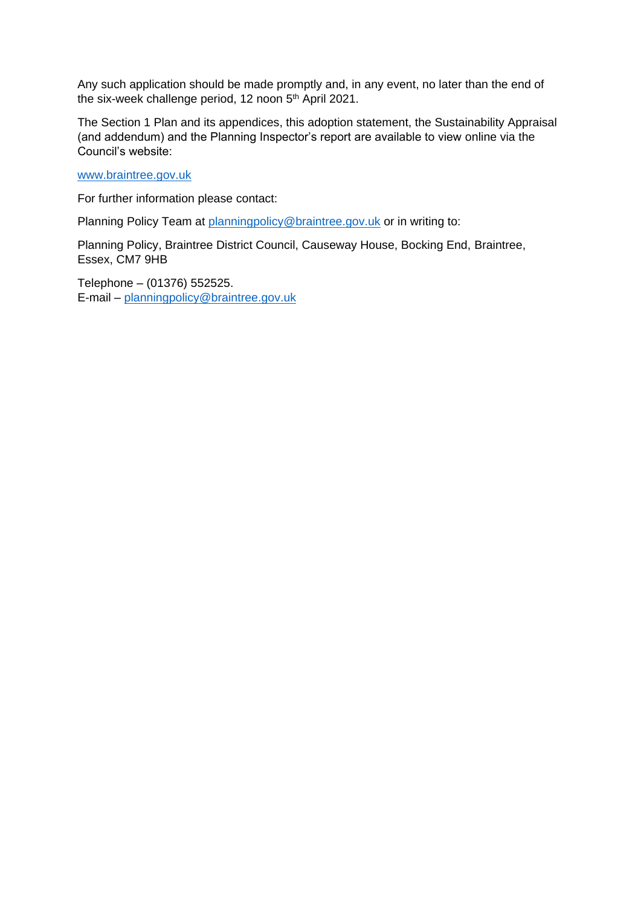Any such application should be made promptly and, in any event, no later than the end of the six-week challenge period, 12 noon 5th April 2021.

The Section 1 Plan and its appendices, this adoption statement, the Sustainability Appraisal (and addendum) and the Planning Inspector's report are available to view online via the Council's website:

www.braintree.gov.uk

For further information please contact:

Planning Policy Team at planningpolicy@braintree.gov.uk or in writing to:

Planning Policy, Braintree District Council, Causeway House, Bocking End, Braintree, Essex, CM7 9HB

Telephone – (01376) 552525.
E-mail – planningpolicy@braintree.gov.uk